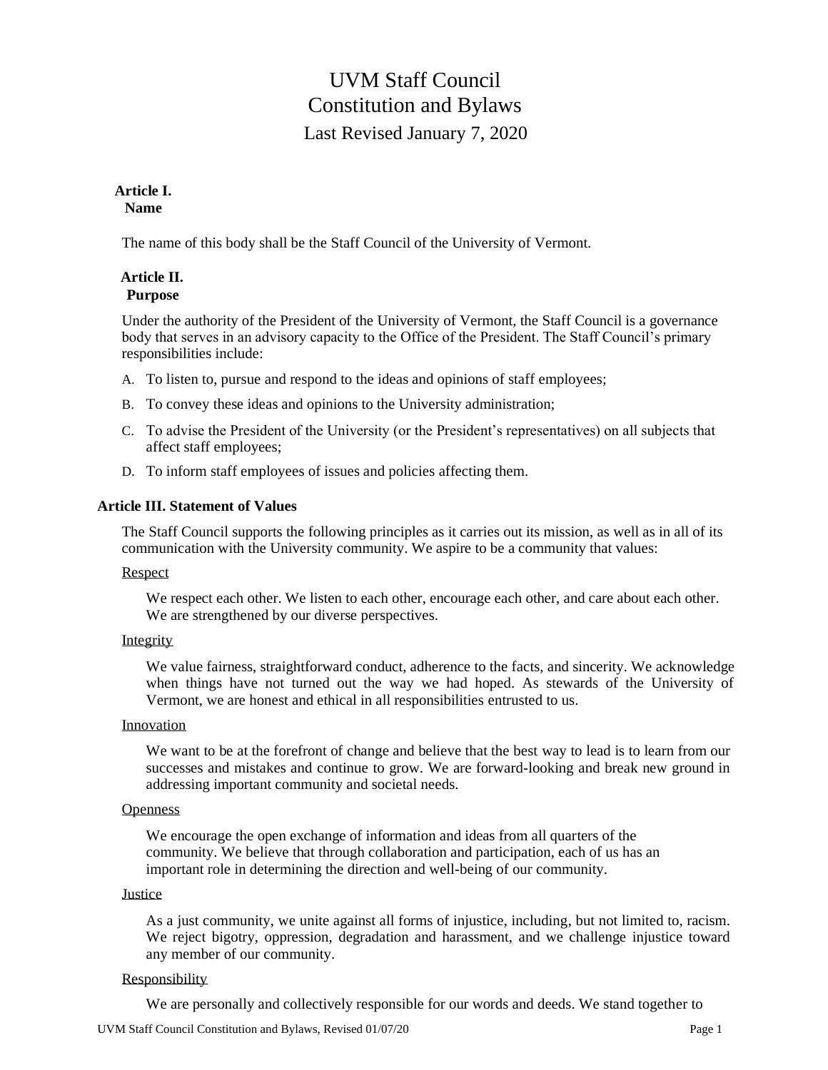# UVM Staff Council
# Constitution and Bylaws
### Last Revised January 7, 2020

## Article I.
## Name

The name of this body shall be the Staff Council of the University of Vermont.

## Article II.
## Purpose

Under the authority of the President of the University of Vermont, the Staff Council is a governance body that serves in an advisory capacity to the Office of the President. The Staff Council's primary responsibilities include:

A. To listen to, pursue and respond to the ideas and opinions of staff employees;

B. To convey these ideas and opinions to the University administration;

C. To advise the President of the University (or the President's representatives) on all subjects that affect staff employees;

D. To inform staff employees of issues and policies affecting them.

## Article III. Statement of Values

The Staff Council supports the following principles as it carries out its mission, as well as in all of its communication with the University community. We aspire to be a community that values:

Respect

We respect each other. We listen to each other, encourage each other, and care about each other. We are strengthened by our diverse perspectives.

Integrity

We value fairness, straightforward conduct, adherence to the facts, and sincerity. We acknowledge when things have not turned out the way we had hoped. As stewards of the University of Vermont, we are honest and ethical in all responsibilities entrusted to us.

Innovation

We want to be at the forefront of change and believe that the best way to lead is to learn from our successes and mistakes and continue to grow. We are forward-looking and break new ground in addressing important community and societal needs.

Openness

We encourage the open exchange of information and ideas from all quarters of the community. We believe that through collaboration and participation, each of us has an important role in determining the direction and well-being of our community.

Justice

As a just community, we unite against all forms of injustice, including, but not limited to, racism. We reject bigotry, oppression, degradation and harassment, and we challenge injustice toward any member of our community.

Responsibility

We are personally and collectively responsible for our words and deeds. We stand together to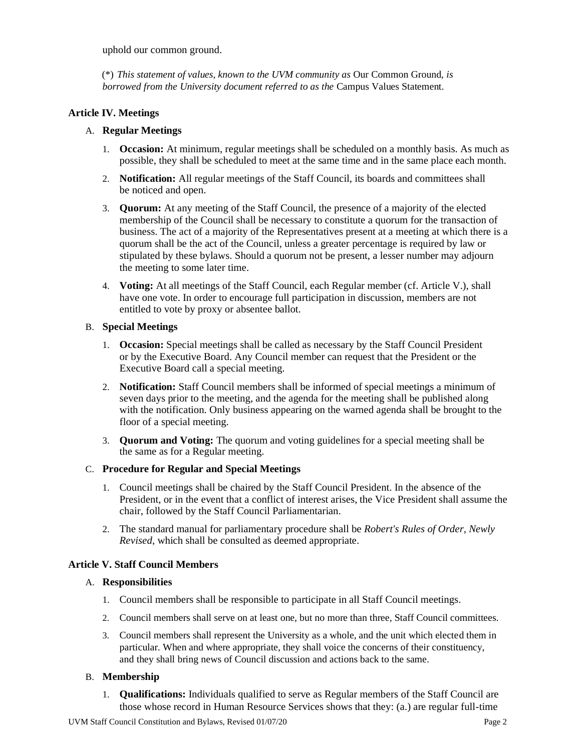uphold our common ground.

(*) *This statement of values, known to the UVM community as* Our Common Ground, *is borrowed from the University document referred to as the* Campus Values Statement.

## Article IV. Meetings

### A. Regular Meetings

1. **Occasion:** At minimum, regular meetings shall be scheduled on a monthly basis. As much as possible, they shall be scheduled to meet at the same time and in the same place each month.
2. **Notification:** All regular meetings of the Staff Council, its boards and committees shall be noticed and open.
3. **Quorum:** At any meeting of the Staff Council, the presence of a majority of the elected membership of the Council shall be necessary to constitute a quorum for the transaction of business. The act of a majority of the Representatives present at a meeting at which there is a quorum shall be the act of the Council, unless a greater percentage is required by law or stipulated by these bylaws. Should a quorum not be present, a lesser number may adjourn the meeting to some later time.
4. **Voting:** At all meetings of the Staff Council, each Regular member (cf. Article V.), shall have one vote. In order to encourage full participation in discussion, members are not entitled to vote by proxy or absentee ballot.

### B. Special Meetings

1. **Occasion:** Special meetings shall be called as necessary by the Staff Council President or by the Executive Board. Any Council member can request that the President or the Executive Board call a special meeting.
2. **Notification:** Staff Council members shall be informed of special meetings a minimum of seven days prior to the meeting, and the agenda for the meeting shall be published along with the notification. Only business appearing on the warned agenda shall be brought to the floor of a special meeting.
3. **Quorum and Voting:** The quorum and voting guidelines for a special meeting shall be the same as for a Regular meeting.

### C. Procedure for Regular and Special Meetings

1. Council meetings shall be chaired by the Staff Council President. In the absence of the President, or in the event that a conflict of interest arises, the Vice President shall assume the chair, followed by the Staff Council Parliamentarian.
2. The standard manual for parliamentary procedure shall be *Robert's Rules of Order, Newly Revised*, which shall be consulted as deemed appropriate.

## Article V. Staff Council Members

### A. Responsibilities

1. Council members shall be responsible to participate in all Staff Council meetings.
2. Council members shall serve on at least one, but no more than three, Staff Council committees.
3. Council members shall represent the University as a whole, and the unit which elected them in particular. When and where appropriate, they shall voice the concerns of their constituency, and they shall bring news of Council discussion and actions back to the same.

### B. Membership

1. **Qualifications:** Individuals qualified to serve as Regular members of the Staff Council are those whose record in Human Resource Services shows that they: (a.) are regular full-time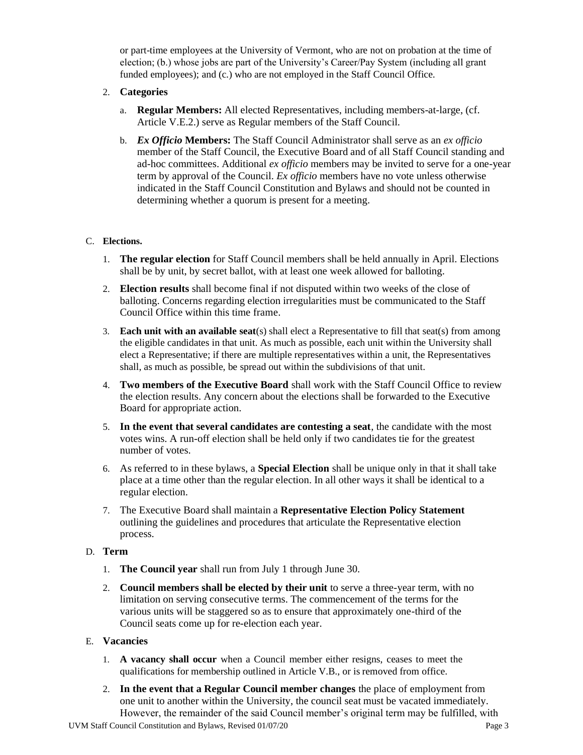or part-time employees at the University of Vermont, who are not on probation at the time of election; (b.) whose jobs are part of the University's Career/Pay System (including all grant funded employees); and (c.) who are not employed in the Staff Council Office.

2. **Categories**

   a. **Regular Members:** All elected Representatives, including members-at-large, (cf. Article V.E.2.) serve as Regular members of the Staff Council.

   b. ***Ex Officio*** **Members:** The Staff Council Administrator shall serve as an *ex officio* member of the Staff Council, the Executive Board and of all Staff Council standing and ad-hoc committees. Additional *ex officio* members may be invited to serve for a one-year term by approval of the Council. *Ex officio* members have no vote unless otherwise indicated in the Staff Council Constitution and Bylaws and should not be counted in determining whether a quorum is present for a meeting.

C. **Elections.**

1. **The regular election** for Staff Council members shall be held annually in April. Elections shall be by unit, by secret ballot, with at least one week allowed for balloting.

2. **Election results** shall become final if not disputed within two weeks of the close of balloting. Concerns regarding election irregularities must be communicated to the Staff Council Office within this time frame.

3. **Each unit with an available seat**(s) shall elect a Representative to fill that seat(s) from among the eligible candidates in that unit. As much as possible, each unit within the University shall elect a Representative; if there are multiple representatives within a unit, the Representatives shall, as much as possible, be spread out within the subdivisions of that unit.

4. **Two members of the Executive Board** shall work with the Staff Council Office to review the election results. Any concern about the elections shall be forwarded to the Executive Board for appropriate action.

5. **In the event that several candidates are contesting a seat**, the candidate with the most votes wins. A run-off election shall be held only if two candidates tie for the greatest number of votes.

6. As referred to in these bylaws, a **Special Election** shall be unique only in that it shall take place at a time other than the regular election. In all other ways it shall be identical to a regular election.

7. The Executive Board shall maintain a **Representative Election Policy Statement** outlining the guidelines and procedures that articulate the Representative election process.

D. **Term**

1. **The Council year** shall run from July 1 through June 30.

2. **Council members shall be elected by their unit** to serve a three-year term, with no limitation on serving consecutive terms. The commencement of the terms for the various units will be staggered so as to ensure that approximately one-third of the Council seats come up for re-election each year.

E. **Vacancies**

1. **A vacancy shall occur** when a Council member either resigns, ceases to meet the qualifications for membership outlined in Article V.B., or is removed from office.

2. **In the event that a Regular Council member changes** the place of employment from one unit to another within the University, the council seat must be vacated immediately. However, the remainder of the said Council member's original term may be fulfilled, with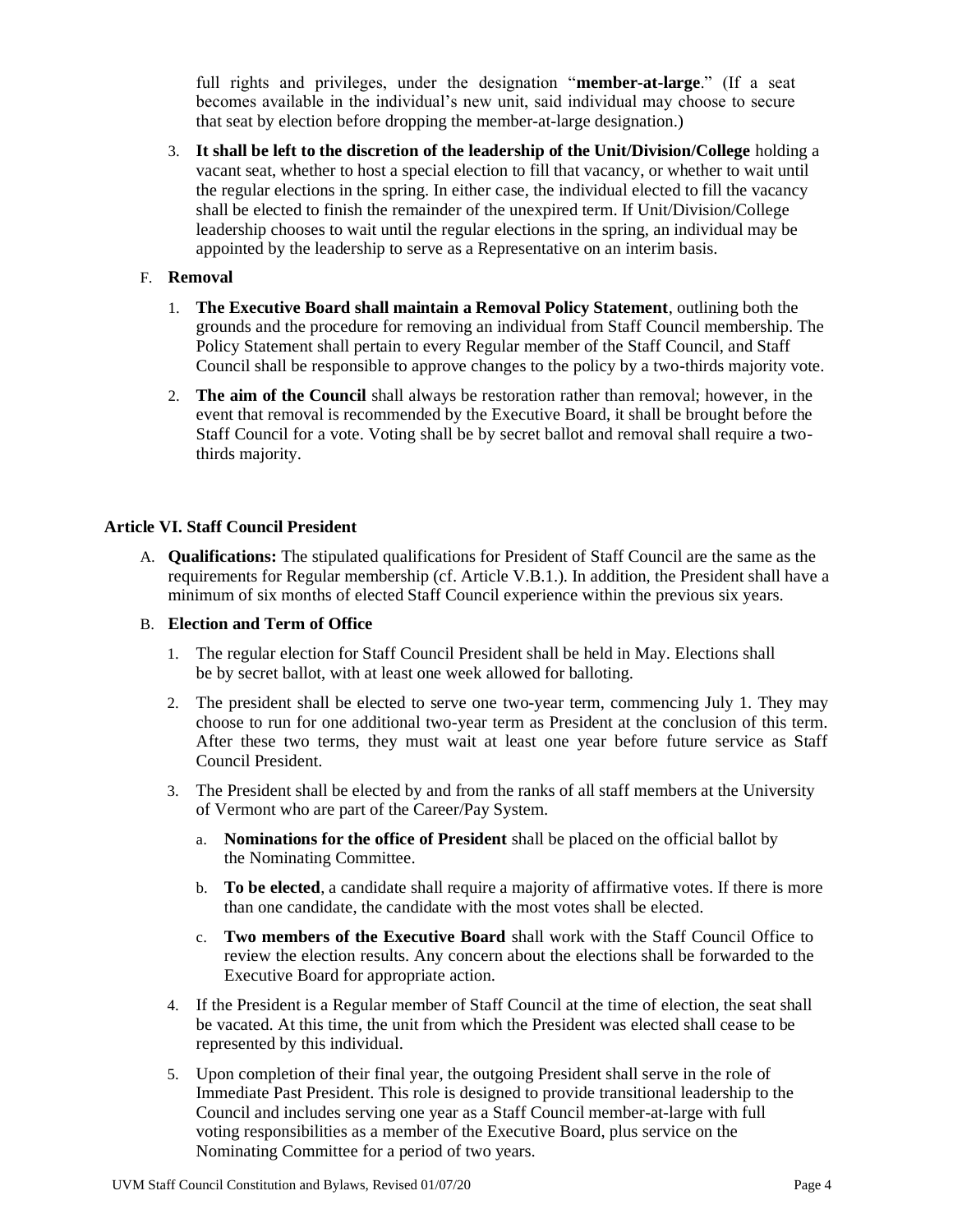full rights and privileges, under the designation "**member-at-large**." (If a seat becomes available in the individual's new unit, said individual may choose to secure that seat by election before dropping the member-at-large designation.)

3. **It shall be left to the discretion of the leadership of the Unit/Division/College** holding a vacant seat, whether to host a special election to fill that vacancy, or whether to wait until the regular elections in the spring. In either case, the individual elected to fill the vacancy shall be elected to finish the remainder of the unexpired term. If Unit/Division/College leadership chooses to wait until the regular elections in the spring, an individual may be appointed by the leadership to serve as a Representative on an interim basis.

F. **Removal**

1. **The Executive Board shall maintain a Removal Policy Statement**, outlining both the grounds and the procedure for removing an individual from Staff Council membership. The Policy Statement shall pertain to every Regular member of the Staff Council, and Staff Council shall be responsible to approve changes to the policy by a two-thirds majority vote.

2. **The aim of the Council** shall always be restoration rather than removal; however, in the event that removal is recommended by the Executive Board, it shall be brought before the Staff Council for a vote. Voting shall be by secret ballot and removal shall require a two-thirds majority.

## Article VI. Staff Council President

A. **Qualifications:** The stipulated qualifications for President of Staff Council are the same as the requirements for Regular membership (cf. Article V.B.1.). In addition, the President shall have a minimum of six months of elected Staff Council experience within the previous six years.

B. **Election and Term of Office**

1. The regular election for Staff Council President shall be held in May. Elections shall be by secret ballot, with at least one week allowed for balloting.

2. The president shall be elected to serve one two-year term, commencing July 1. They may choose to run for one additional two-year term as President at the conclusion of this term. After these two terms, they must wait at least one year before future service as Staff Council President.

3. The President shall be elected by and from the ranks of all staff members at the University of Vermont who are part of the Career/Pay System.

   a. **Nominations for the office of President** shall be placed on the official ballot by the Nominating Committee.

   b. **To be elected**, a candidate shall require a majority of affirmative votes. If there is more than one candidate, the candidate with the most votes shall be elected.

   c. **Two members of the Executive Board** shall work with the Staff Council Office to review the election results. Any concern about the elections shall be forwarded to the Executive Board for appropriate action.

4. If the President is a Regular member of Staff Council at the time of election, the seat shall be vacated. At this time, the unit from which the President was elected shall cease to be represented by this individual.

5. Upon completion of their final year, the outgoing President shall serve in the role of Immediate Past President. This role is designed to provide transitional leadership to the Council and includes serving one year as a Staff Council member-at-large with full voting responsibilities as a member of the Executive Board, plus service on the Nominating Committee for a period of two years.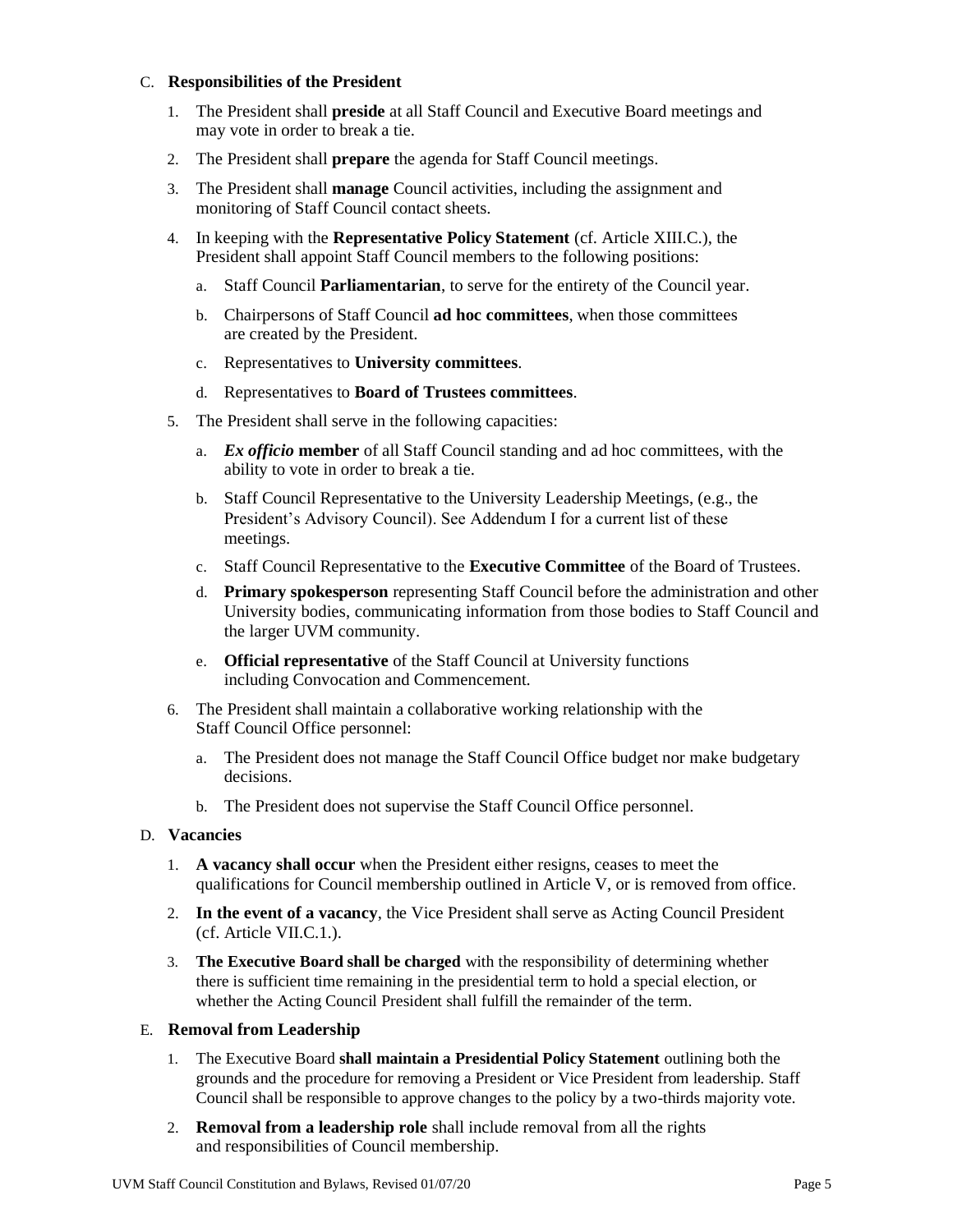C. **Responsibilities of the President**

1. The President shall **preside** at all Staff Council and Executive Board meetings and may vote in order to break a tie.
2. The President shall **prepare** the agenda for Staff Council meetings.
3. The President shall **manage** Council activities, including the assignment and monitoring of Staff Council contact sheets.
4. In keeping with the **Representative Policy Statement** (cf. Article XIII.C.), the President shall appoint Staff Council members to the following positions:
   a. Staff Council **Parliamentarian**, to serve for the entirety of the Council year.
   b. Chairpersons of Staff Council **ad hoc committees**, when those committees are created by the President.
   c. Representatives to **University committees**.
   d. Representatives to **Board of Trustees committees**.
5. The President shall serve in the following capacities:
   a. ***Ex officio*** **member** of all Staff Council standing and ad hoc committees, with the ability to vote in order to break a tie.
   b. Staff Council Representative to the University Leadership Meetings, (e.g., the President's Advisory Council). See Addendum I for a current list of these meetings.
   c. Staff Council Representative to the **Executive Committee** of the Board of Trustees.
   d. **Primary spokesperson** representing Staff Council before the administration and other University bodies, communicating information from those bodies to Staff Council and the larger UVM community.
   e. **Official representative** of the Staff Council at University functions including Convocation and Commencement.
6. The President shall maintain a collaborative working relationship with the Staff Council Office personnel:
   a. The President does not manage the Staff Council Office budget nor make budgetary decisions.
   b. The President does not supervise the Staff Council Office personnel.

D. **Vacancies**

1. **A vacancy shall occur** when the President either resigns, ceases to meet the qualifications for Council membership outlined in Article V, or is removed from office.
2. **In the event of a vacancy**, the Vice President shall serve as Acting Council President (cf. Article VII.C.1.).
3. **The Executive Board shall be charged** with the responsibility of determining whether there is sufficient time remaining in the presidential term to hold a special election, or whether the Acting Council President shall fulfill the remainder of the term.

E. **Removal from Leadership**

1. The Executive Board **shall maintain a Presidential Policy Statement** outlining both the grounds and the procedure for removing a President or Vice President from leadership. Staff Council shall be responsible to approve changes to the policy by a two-thirds majority vote.
2. **Removal from a leadership role** shall include removal from all the rights and responsibilities of Council membership.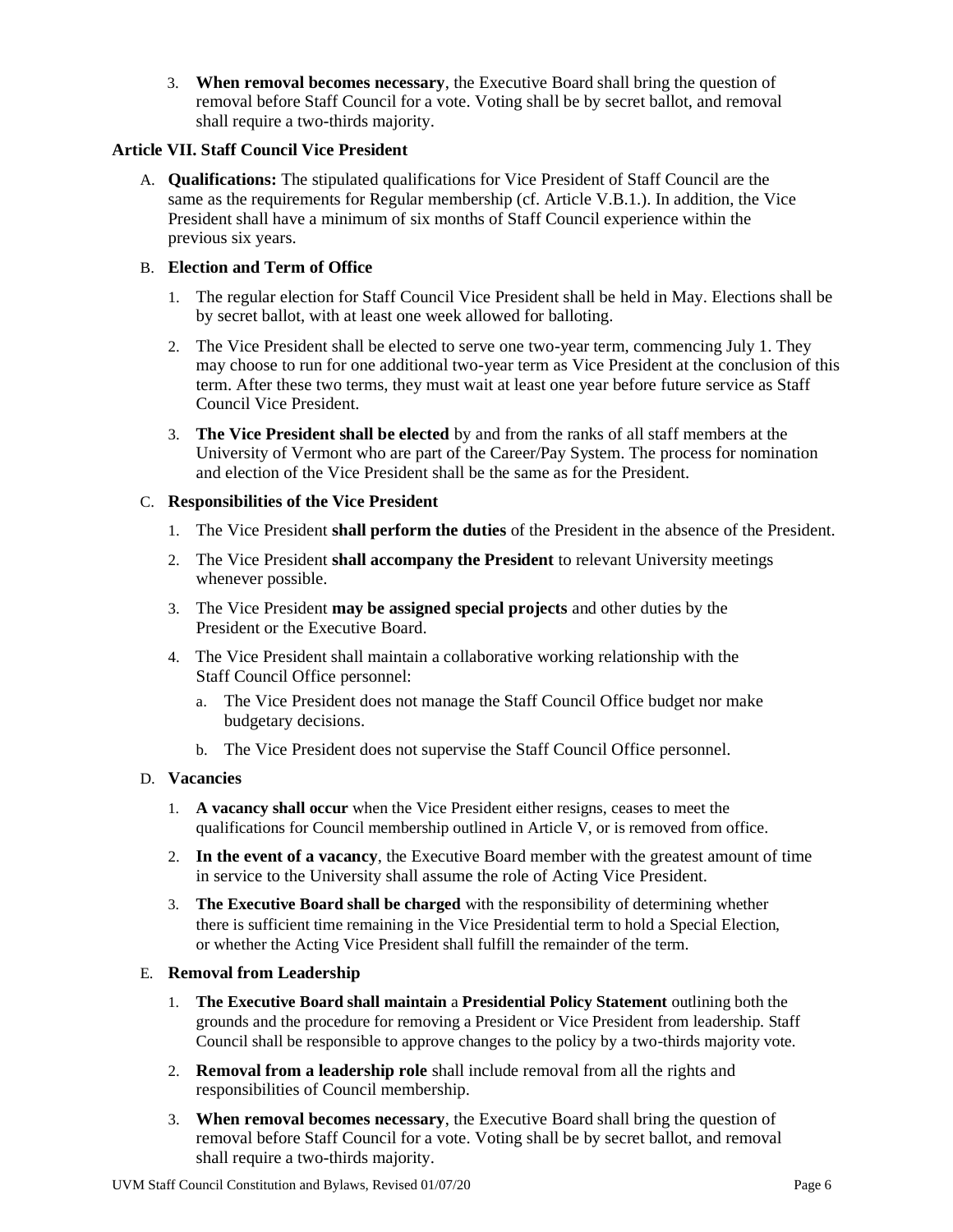3. **When removal becomes necessary**, the Executive Board shall bring the question of removal before Staff Council for a vote. Voting shall be by secret ballot, and removal shall require a two-thirds majority.

### Article VII. Staff Council Vice President

A. **Qualifications:** The stipulated qualifications for Vice President of Staff Council are the same as the requirements for Regular membership (cf. Article V.B.1.). In addition, the Vice President shall have a minimum of six months of Staff Council experience within the previous six years.

B. **Election and Term of Office**

1. The regular election for Staff Council Vice President shall be held in May. Elections shall be by secret ballot, with at least one week allowed for balloting.
2. The Vice President shall be elected to serve one two-year term, commencing July 1. They may choose to run for one additional two-year term as Vice President at the conclusion of this term. After these two terms, they must wait at least one year before future service as Staff Council Vice President.
3. **The Vice President shall be elected** by and from the ranks of all staff members at the University of Vermont who are part of the Career/Pay System. The process for nomination and election of the Vice President shall be the same as for the President.

C. **Responsibilities of the Vice President**

1. The Vice President **shall perform the duties** of the President in the absence of the President.
2. The Vice President **shall accompany the President** to relevant University meetings whenever possible.
3. The Vice President **may be assigned special projects** and other duties by the President or the Executive Board.
4. The Vice President shall maintain a collaborative working relationship with the Staff Council Office personnel:
   a. The Vice President does not manage the Staff Council Office budget nor make budgetary decisions.
   b. The Vice President does not supervise the Staff Council Office personnel.

D. **Vacancies**

1. **A vacancy shall occur** when the Vice President either resigns, ceases to meet the qualifications for Council membership outlined in Article V, or is removed from office.
2. **In the event of a vacancy**, the Executive Board member with the greatest amount of time in service to the University shall assume the role of Acting Vice President.
3. **The Executive Board shall be charged** with the responsibility of determining whether there is sufficient time remaining in the Vice Presidential term to hold a Special Election, or whether the Acting Vice President shall fulfill the remainder of the term.

E. **Removal from Leadership**

1. **The Executive Board shall maintain** a **Presidential Policy Statement** outlining both the grounds and the procedure for removing a President or Vice President from leadership. Staff Council shall be responsible to approve changes to the policy by a two-thirds majority vote.
2. **Removal from a leadership role** shall include removal from all the rights and responsibilities of Council membership.
3. **When removal becomes necessary**, the Executive Board shall bring the question of removal before Staff Council for a vote. Voting shall be by secret ballot, and removal shall require a two-thirds majority.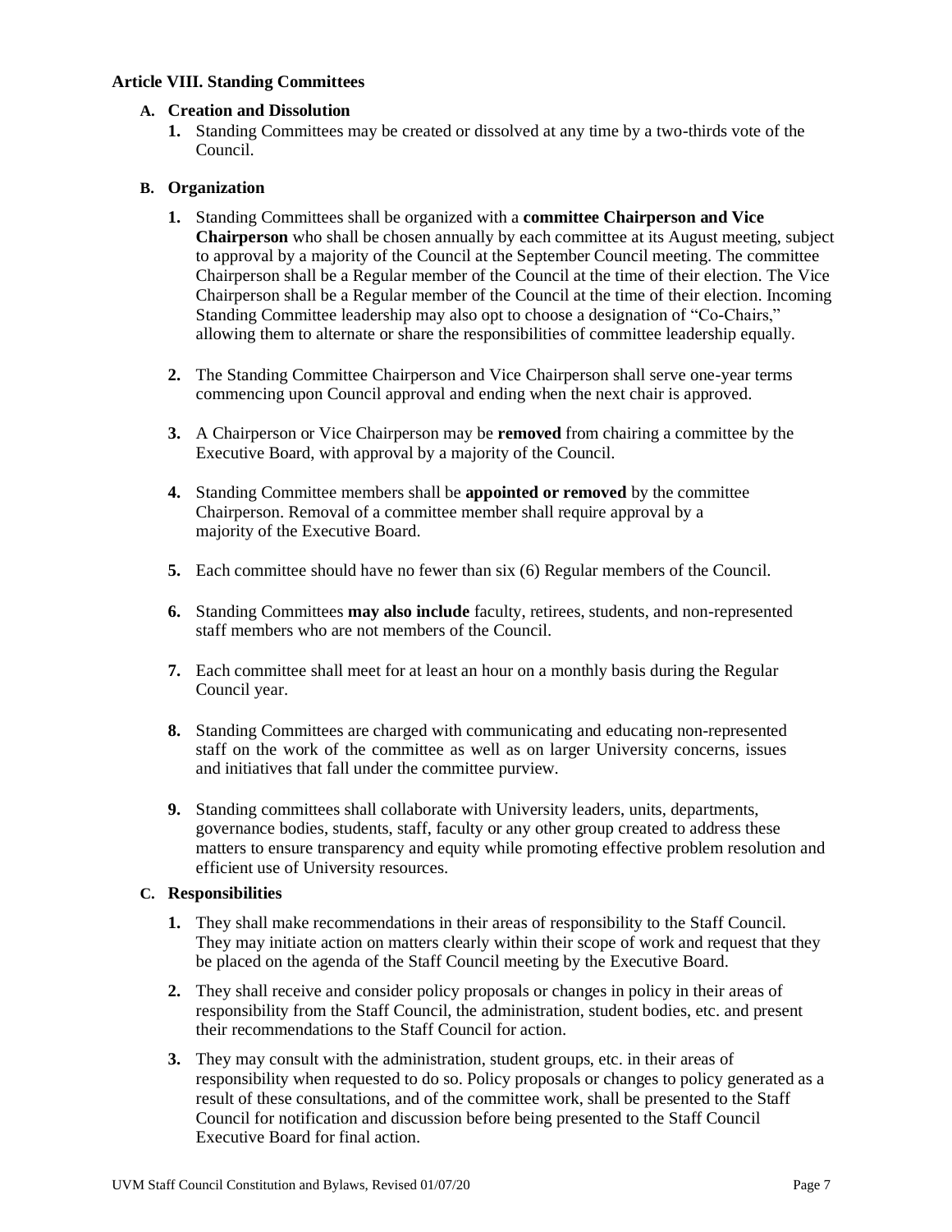## Article VIII. Standing Committees

### A. Creation and Dissolution

1. Standing Committees may be created or dissolved at any time by a two-thirds vote of the Council.

### B. Organization

1. Standing Committees shall be organized with a **committee Chairperson and Vice Chairperson** who shall be chosen annually by each committee at its August meeting, subject to approval by a majority of the Council at the September Council meeting. The committee Chairperson shall be a Regular member of the Council at the time of their election. The Vice Chairperson shall be a Regular member of the Council at the time of their election. Incoming Standing Committee leadership may also opt to choose a designation of "Co-Chairs," allowing them to alternate or share the responsibilities of committee leadership equally.

2. The Standing Committee Chairperson and Vice Chairperson shall serve one-year terms commencing upon Council approval and ending when the next chair is approved.

3. A Chairperson or Vice Chairperson may be **removed** from chairing a committee by the Executive Board, with approval by a majority of the Council.

4. Standing Committee members shall be **appointed or removed** by the committee Chairperson. Removal of a committee member shall require approval by a majority of the Executive Board.

5. Each committee should have no fewer than six (6) Regular members of the Council.

6. Standing Committees **may also include** faculty, retirees, students, and non-represented staff members who are not members of the Council.

7. Each committee shall meet for at least an hour on a monthly basis during the Regular Council year.

8. Standing Committees are charged with communicating and educating non-represented staff on the work of the committee as well as on larger University concerns, issues and initiatives that fall under the committee purview.

9. Standing committees shall collaborate with University leaders, units, departments, governance bodies, students, staff, faculty or any other group created to address these matters to ensure transparency and equity while promoting effective problem resolution and efficient use of University resources.

### C. Responsibilities

1. They shall make recommendations in their areas of responsibility to the Staff Council. They may initiate action on matters clearly within their scope of work and request that they be placed on the agenda of the Staff Council meeting by the Executive Board.

2. They shall receive and consider policy proposals or changes in policy in their areas of responsibility from the Staff Council, the administration, student bodies, etc. and present their recommendations to the Staff Council for action.

3. They may consult with the administration, student groups, etc. in their areas of responsibility when requested to do so. Policy proposals or changes to policy generated as a result of these consultations, and of the committee work, shall be presented to the Staff Council for notification and discussion before being presented to the Staff Council Executive Board for final action.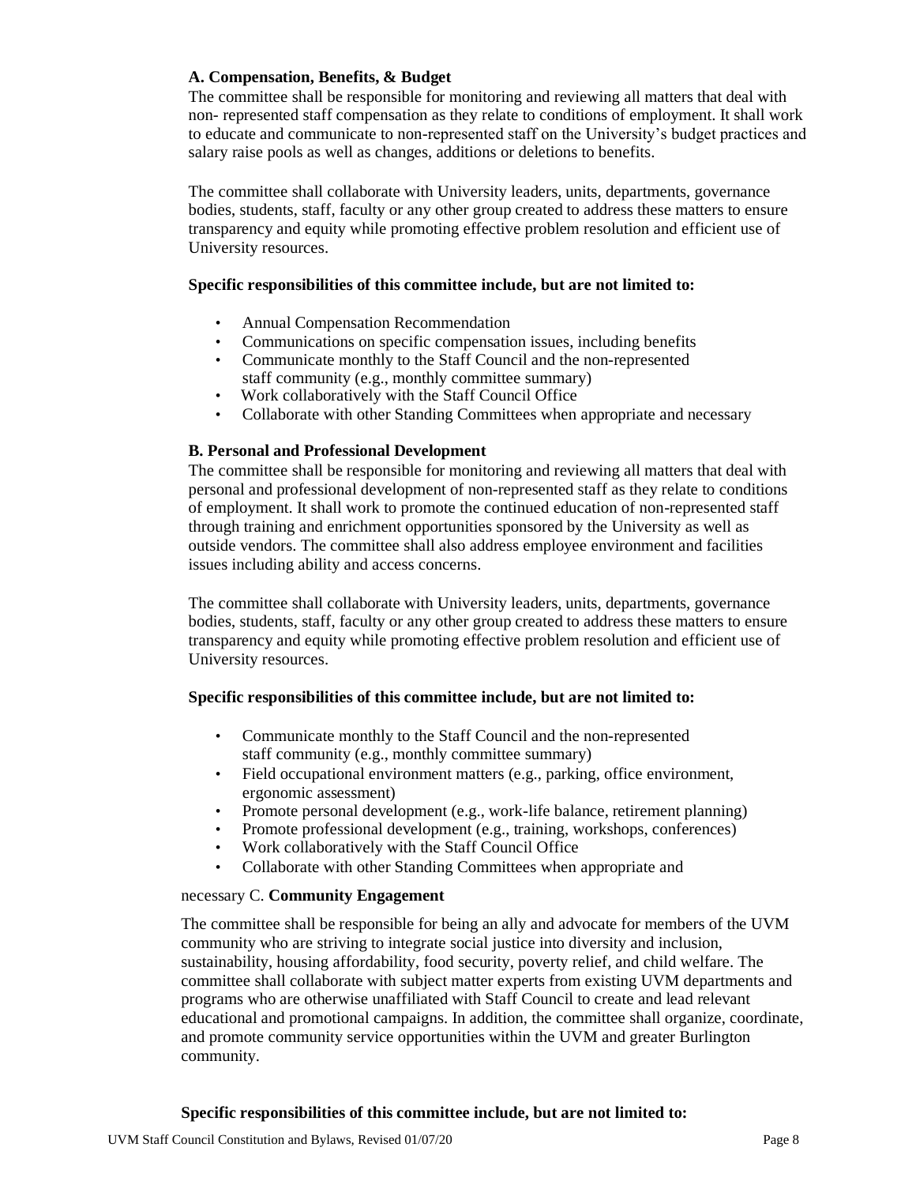**A. Compensation, Benefits, & Budget**

The committee shall be responsible for monitoring and reviewing all matters that deal with non- represented staff compensation as they relate to conditions of employment. It shall work to educate and communicate to non-represented staff on the University's budget practices and salary raise pools as well as changes, additions or deletions to benefits.

The committee shall collaborate with University leaders, units, departments, governance bodies, students, staff, faculty or any other group created to address these matters to ensure transparency and equity while promoting effective problem resolution and efficient use of University resources.

**Specific responsibilities of this committee include, but are not limited to:**

- Annual Compensation Recommendation
- Communications on specific compensation issues, including benefits
- Communicate monthly to the Staff Council and the non-represented staff community (e.g., monthly committee summary)
- Work collaboratively with the Staff Council Office
- Collaborate with other Standing Committees when appropriate and necessary

**B. Personal and Professional Development**

The committee shall be responsible for monitoring and reviewing all matters that deal with personal and professional development of non-represented staff as they relate to conditions of employment. It shall work to promote the continued education of non-represented staff through training and enrichment opportunities sponsored by the University as well as outside vendors. The committee shall also address employee environment and facilities issues including ability and access concerns.

The committee shall collaborate with University leaders, units, departments, governance bodies, students, staff, faculty or any other group created to address these matters to ensure transparency and equity while promoting effective problem resolution and efficient use of University resources.

**Specific responsibilities of this committee include, but are not limited to:**

- Communicate monthly to the Staff Council and the non-represented staff community (e.g., monthly committee summary)
- Field occupational environment matters (e.g., parking, office environment, ergonomic assessment)
- Promote personal development (e.g., work-life balance, retirement planning)
- Promote professional development (e.g., training, workshops, conferences)
- Work collaboratively with the Staff Council Office
- Collaborate with other Standing Committees when appropriate and necessary

**C. Community Engagement**

The committee shall be responsible for being an ally and advocate for members of the UVM community who are striving to integrate social justice into diversity and inclusion, sustainability, housing affordability, food security, poverty relief, and child welfare. The committee shall collaborate with subject matter experts from existing UVM departments and programs who are otherwise unaffiliated with Staff Council to create and lead relevant educational and promotional campaigns. In addition, the committee shall organize, coordinate, and promote community service opportunities within the UVM and greater Burlington community.

**Specific responsibilities of this committee include, but are not limited to:**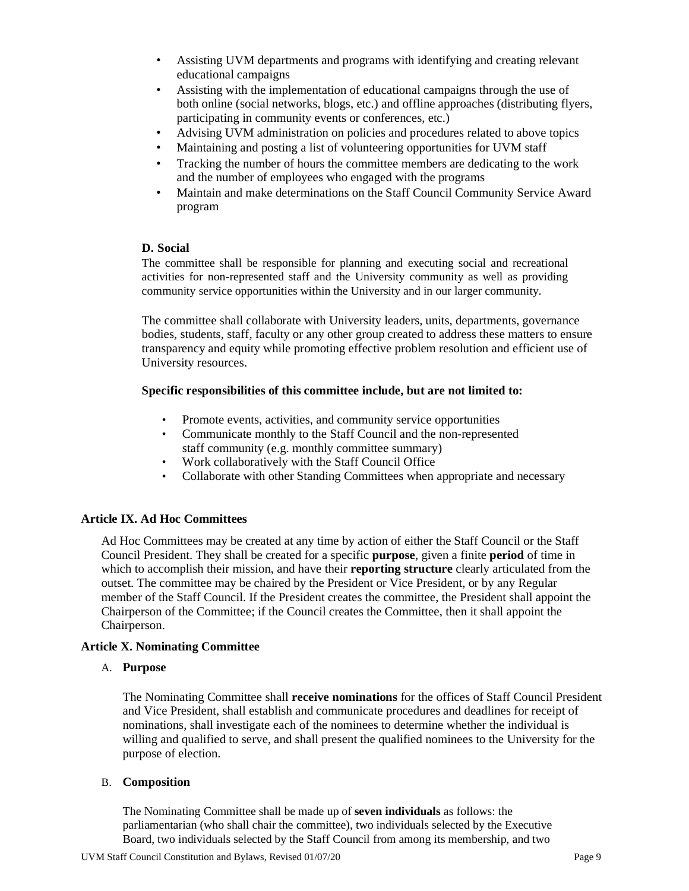- Assisting UVM departments and programs with identifying and creating relevant educational campaigns
- Assisting with the implementation of educational campaigns through the use of both online (social networks, blogs, etc.) and offline approaches (distributing flyers, participating in community events or conferences, etc.)
- Advising UVM administration on policies and procedures related to above topics
- Maintaining and posting a list of volunteering opportunities for UVM staff
- Tracking the number of hours the committee members are dedicating to the work and the number of employees who engaged with the programs
- Maintain and make determinations on the Staff Council Community Service Award program

**D. Social**

The committee shall be responsible for planning and executing social and recreational activities for non-represented staff and the University community as well as providing community service opportunities within the University and in our larger community.

The committee shall collaborate with University leaders, units, departments, governance bodies, students, staff, faculty or any other group created to address these matters to ensure transparency and equity while promoting effective problem resolution and efficient use of University resources.

**Specific responsibilities of this committee include, but are not limited to:**

- Promote events, activities, and community service opportunities
- Communicate monthly to the Staff Council and the non-represented staff community (e.g. monthly committee summary)
- Work collaboratively with the Staff Council Office
- Collaborate with other Standing Committees when appropriate and necessary

### Article IX. Ad Hoc Committees

Ad Hoc Committees may be created at any time by action of either the Staff Council or the Staff Council President. They shall be created for a specific **purpose**, given a finite **period** of time in which to accomplish their mission, and have their **reporting structure** clearly articulated from the outset. The committee may be chaired by the President or Vice President, or by any Regular member of the Staff Council. If the President creates the committee, the President shall appoint the Chairperson of the Committee; if the Council creates the Committee, then it shall appoint the Chairperson.

### Article X. Nominating Committee

A. **Purpose**

The Nominating Committee shall **receive nominations** for the offices of Staff Council President and Vice President, shall establish and communicate procedures and deadlines for receipt of nominations, shall investigate each of the nominees to determine whether the individual is willing and qualified to serve, and shall present the qualified nominees to the University for the purpose of election.

B. **Composition**

The Nominating Committee shall be made up of **seven individuals** as follows: the parliamentarian (who shall chair the committee), two individuals selected by the Executive Board, two individuals selected by the Staff Council from among its membership, and two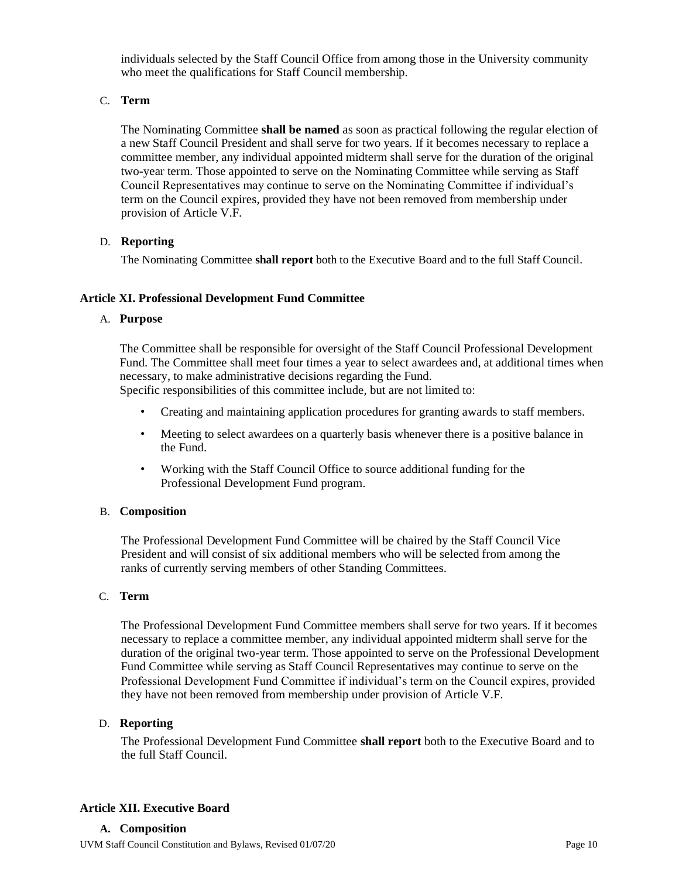individuals selected by the Staff Council Office from among those in the University community who meet the qualifications for Staff Council membership.

C. **Term**

The Nominating Committee **shall be named** as soon as practical following the regular election of a new Staff Council President and shall serve for two years. If it becomes necessary to replace a committee member, any individual appointed midterm shall serve for the duration of the original two-year term. Those appointed to serve on the Nominating Committee while serving as Staff Council Representatives may continue to serve on the Nominating Committee if individual's term on the Council expires, provided they have not been removed from membership under provision of Article V.F.

D. **Reporting**

The Nominating Committee **shall report** both to the Executive Board and to the full Staff Council.

## Article XI. Professional Development Fund Committee

A. **Purpose**

The Committee shall be responsible for oversight of the Staff Council Professional Development Fund. The Committee shall meet four times a year to select awardees and, at additional times when necessary, to make administrative decisions regarding the Fund.
Specific responsibilities of this committee include, but are not limited to:

- Creating and maintaining application procedures for granting awards to staff members.
- Meeting to select awardees on a quarterly basis whenever there is a positive balance in the Fund.
- Working with the Staff Council Office to source additional funding for the Professional Development Fund program.

B. **Composition**

The Professional Development Fund Committee will be chaired by the Staff Council Vice President and will consist of six additional members who will be selected from among the ranks of currently serving members of other Standing Committees.

C. **Term**

The Professional Development Fund Committee members shall serve for two years. If it becomes necessary to replace a committee member, any individual appointed midterm shall serve for the duration of the original two-year term. Those appointed to serve on the Professional Development Fund Committee while serving as Staff Council Representatives may continue to serve on the Professional Development Fund Committee if individual's term on the Council expires, provided they have not been removed from membership under provision of Article V.F.

D. **Reporting**

The Professional Development Fund Committee **shall report** both to the Executive Board and to the full Staff Council.

## Article XII. Executive Board

**A. Composition**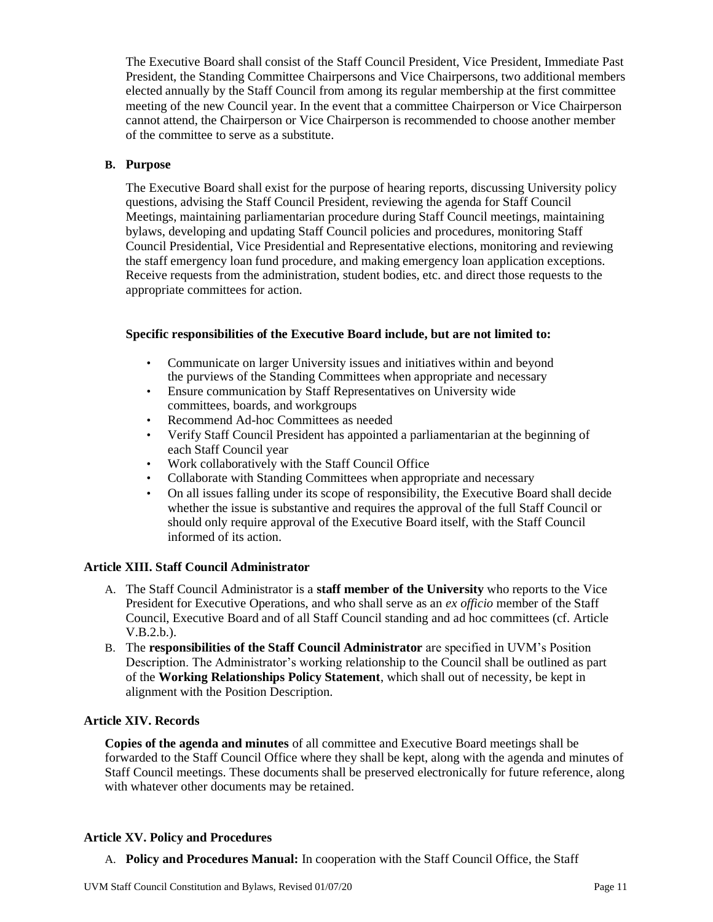The Executive Board shall consist of the Staff Council President, Vice President, Immediate Past President, the Standing Committee Chairpersons and Vice Chairpersons, two additional members elected annually by the Staff Council from among its regular membership at the first committee meeting of the new Council year. In the event that a committee Chairperson or Vice Chairperson cannot attend, the Chairperson or Vice Chairperson is recommended to choose another member of the committee to serve as a substitute.

**B. Purpose**

The Executive Board shall exist for the purpose of hearing reports, discussing University policy questions, advising the Staff Council President, reviewing the agenda for Staff Council Meetings, maintaining parliamentarian procedure during Staff Council meetings, maintaining bylaws, developing and updating Staff Council policies and procedures, monitoring Staff Council Presidential, Vice Presidential and Representative elections, monitoring and reviewing the staff emergency loan fund procedure, and making emergency loan application exceptions. Receive requests from the administration, student bodies, etc. and direct those requests to the appropriate committees for action.

**Specific responsibilities of the Executive Board include, but are not limited to:**

- Communicate on larger University issues and initiatives within and beyond the purviews of the Standing Committees when appropriate and necessary
- Ensure communication by Staff Representatives on University wide committees, boards, and workgroups
- Recommend Ad-hoc Committees as needed
- Verify Staff Council President has appointed a parliamentarian at the beginning of each Staff Council year
- Work collaboratively with the Staff Council Office
- Collaborate with Standing Committees when appropriate and necessary
- On all issues falling under its scope of responsibility, the Executive Board shall decide whether the issue is substantive and requires the approval of the full Staff Council or should only require approval of the Executive Board itself, with the Staff Council informed of its action.

### Article XIII. Staff Council Administrator

A. The Staff Council Administrator is a **staff member of the University** who reports to the Vice President for Executive Operations, and who shall serve as an *ex officio* member of the Staff Council, Executive Board and of all Staff Council standing and ad hoc committees (cf. Article V.B.2.b.).

B. The **responsibilities of the Staff Council Administrator** are specified in UVM's Position Description. The Administrator's working relationship to the Council shall be outlined as part of the **Working Relationships Policy Statement**, which shall out of necessity, be kept in alignment with the Position Description.

### Article XIV. Records

**Copies of the agenda and minutes** of all committee and Executive Board meetings shall be forwarded to the Staff Council Office where they shall be kept, along with the agenda and minutes of Staff Council meetings. These documents shall be preserved electronically for future reference, along with whatever other documents may be retained.

### Article XV. Policy and Procedures

A. **Policy and Procedures Manual:** In cooperation with the Staff Council Office, the Staff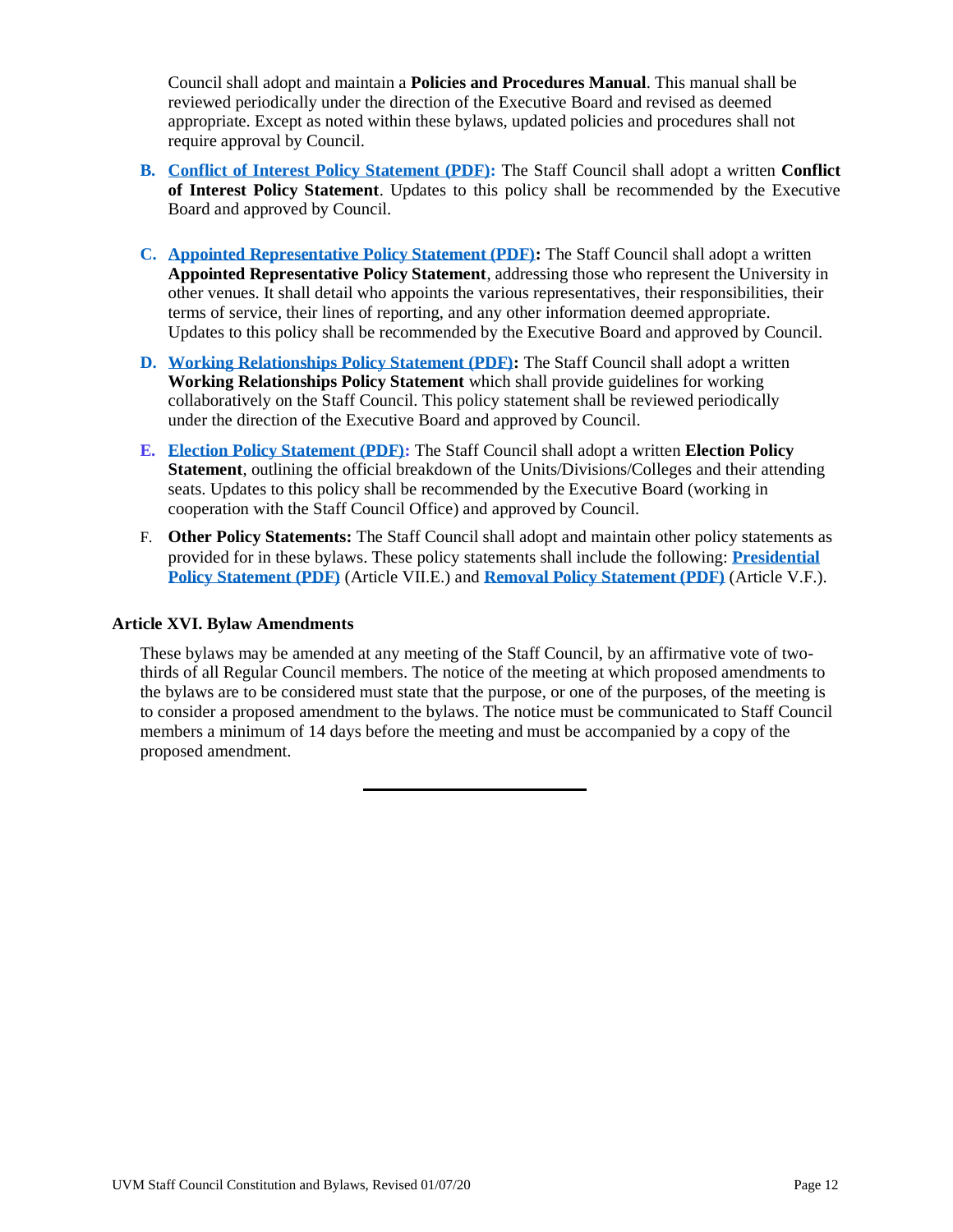Council shall adopt and maintain a **Policies and Procedures Manual**. This manual shall be reviewed periodically under the direction of the Executive Board and revised as deemed appropriate. Except as noted within these bylaws, updated policies and procedures shall not require approval by Council.

B. **Conflict of Interest Policy Statement (PDF):** The Staff Council shall adopt a written **Conflict of Interest Policy Statement**. Updates to this policy shall be recommended by the Executive Board and approved by Council.

C. **Appointed Representative Policy Statement (PDF):** The Staff Council shall adopt a written **Appointed Representative Policy Statement**, addressing those who represent the University in other venues. It shall detail who appoints the various representatives, their responsibilities, their terms of service, their lines of reporting, and any other information deemed appropriate. Updates to this policy shall be recommended by the Executive Board and approved by Council.

D. **Working Relationships Policy Statement (PDF):** The Staff Council shall adopt a written **Working Relationships Policy Statement** which shall provide guidelines for working collaboratively on the Staff Council. This policy statement shall be reviewed periodically under the direction of the Executive Board and approved by Council.

E. **Election Policy Statement (PDF):** The Staff Council shall adopt a written **Election Policy Statement**, outlining the official breakdown of the Units/Divisions/Colleges and their attending seats. Updates to this policy shall be recommended by the Executive Board (working in cooperation with the Staff Council Office) and approved by Council.

F. **Other Policy Statements:** The Staff Council shall adopt and maintain other policy statements as provided for in these bylaws. These policy statements shall include the following: **Presidential Policy Statement (PDF)** (Article VII.E.) and **Removal Policy Statement (PDF)** (Article V.F.).

### Article XVI. Bylaw Amendments

These bylaws may be amended at any meeting of the Staff Council, by an affirmative vote of two-thirds of all Regular Council members. The notice of the meeting at which proposed amendments to the bylaws are to be considered must state that the purpose, or one of the purposes, of the meeting is to consider a proposed amendment to the bylaws. The notice must be communicated to Staff Council members a minimum of 14 days before the meeting and must be accompanied by a copy of the proposed amendment.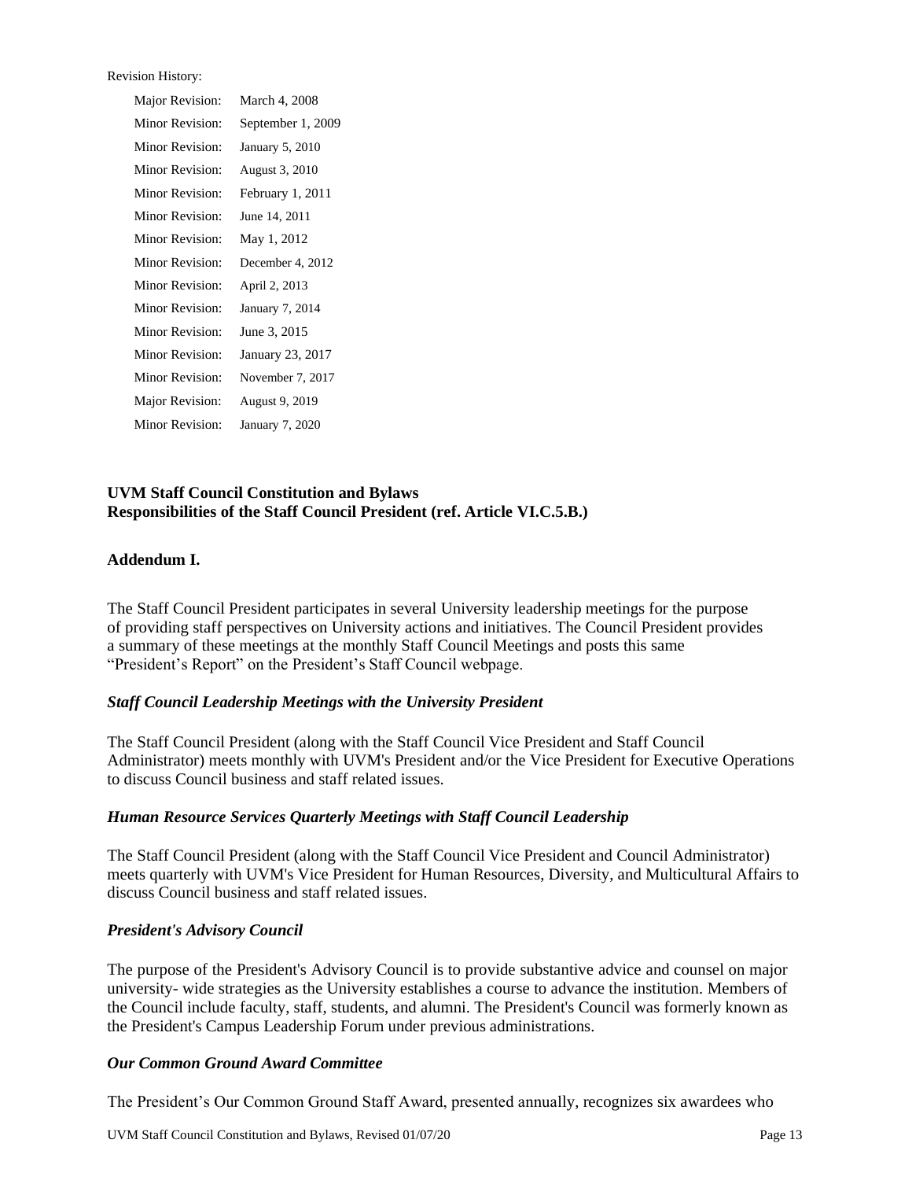Revision History:

| | |
|---|---|
| Major Revision: | March 4, 2008 |
| Minor Revision: | September 1, 2009 |
| Minor Revision: | January 5, 2010 |
| Minor Revision: | August 3, 2010 |
| Minor Revision: | February 1, 2011 |
| Minor Revision: | June 14, 2011 |
| Minor Revision: | May 1, 2012 |
| Minor Revision: | December 4, 2012 |
| Minor Revision: | April 2, 2013 |
| Minor Revision: | January 7, 2014 |
| Minor Revision: | June 3, 2015 |
| Minor Revision: | January 23, 2017 |
| Minor Revision: | November 7, 2017 |
| Major Revision: | August 9, 2019 |
| Minor Revision: | January 7, 2020 |

**UVM Staff Council Constitution and Bylaws**
**Responsibilities of the Staff Council President (ref. Article VI.C.5.B.)**

## Addendum I.

The Staff Council President participates in several University leadership meetings for the purpose of providing staff perspectives on University actions and initiatives. The Council President provides a summary of these meetings at the monthly Staff Council Meetings and posts this same "President's Report" on the President's Staff Council webpage.

### *Staff Council Leadership Meetings with the University President*

The Staff Council President (along with the Staff Council Vice President and Staff Council Administrator) meets monthly with UVM's President and/or the Vice President for Executive Operations to discuss Council business and staff related issues.

### *Human Resource Services Quarterly Meetings with Staff Council Leadership*

The Staff Council President (along with the Staff Council Vice President and Council Administrator) meets quarterly with UVM's Vice President for Human Resources, Diversity, and Multicultural Affairs to discuss Council business and staff related issues.

### *President's Advisory Council*

The purpose of the President's Advisory Council is to provide substantive advice and counsel on major university- wide strategies as the University establishes a course to advance the institution. Members of the Council include faculty, staff, students, and alumni. The President's Council was formerly known as the President's Campus Leadership Forum under previous administrations.

### *Our Common Ground Award Committee*

The President's Our Common Ground Staff Award, presented annually, recognizes six awardees who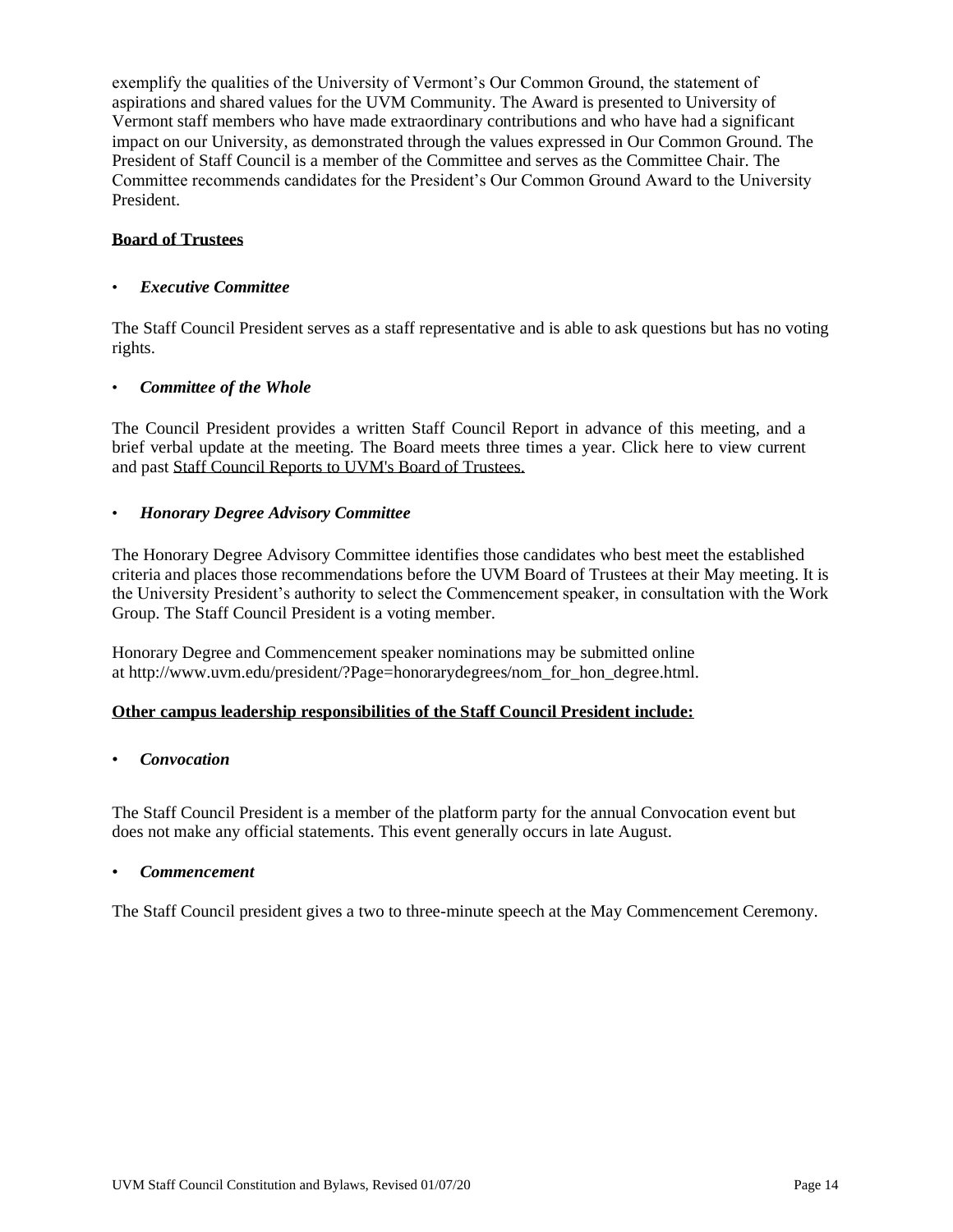exemplify the qualities of the University of Vermont's Our Common Ground, the statement of aspirations and shared values for the UVM Community. The Award is presented to University of Vermont staff members who have made extraordinary contributions and who have had a significant impact on our University, as demonstrated through the values expressed in Our Common Ground. The President of Staff Council is a member of the Committee and serves as the Committee Chair. The Committee recommends candidates for the President's Our Common Ground Award to the University President.

**Board of Trustees**

- ***Executive Committee***

The Staff Council President serves as a staff representative and is able to ask questions but has no voting rights.

- ***Committee of the Whole***

The Council President provides a written Staff Council Report in advance of this meeting, and a brief verbal update at the meeting. The Board meets three times a year. Click here to view current and past Staff Council Reports to UVM's Board of Trustees.

- ***Honorary Degree Advisory Committee***

The Honorary Degree Advisory Committee identifies those candidates who best meet the established criteria and places those recommendations before the UVM Board of Trustees at their May meeting. It is the University President's authority to select the Commencement speaker, in consultation with the Work Group. The Staff Council President is a voting member.

Honorary Degree and Commencement speaker nominations may be submitted online at http://www.uvm.edu/president/?Page=honorarydegrees/nom_for_hon_degree.html.

**Other campus leadership responsibilities of the Staff Council President include:**

- ***Convocation***

The Staff Council President is a member of the platform party for the annual Convocation event but does not make any official statements. This event generally occurs in late August.

- ***Commencement***

The Staff Council president gives a two to three-minute speech at the May Commencement Ceremony.